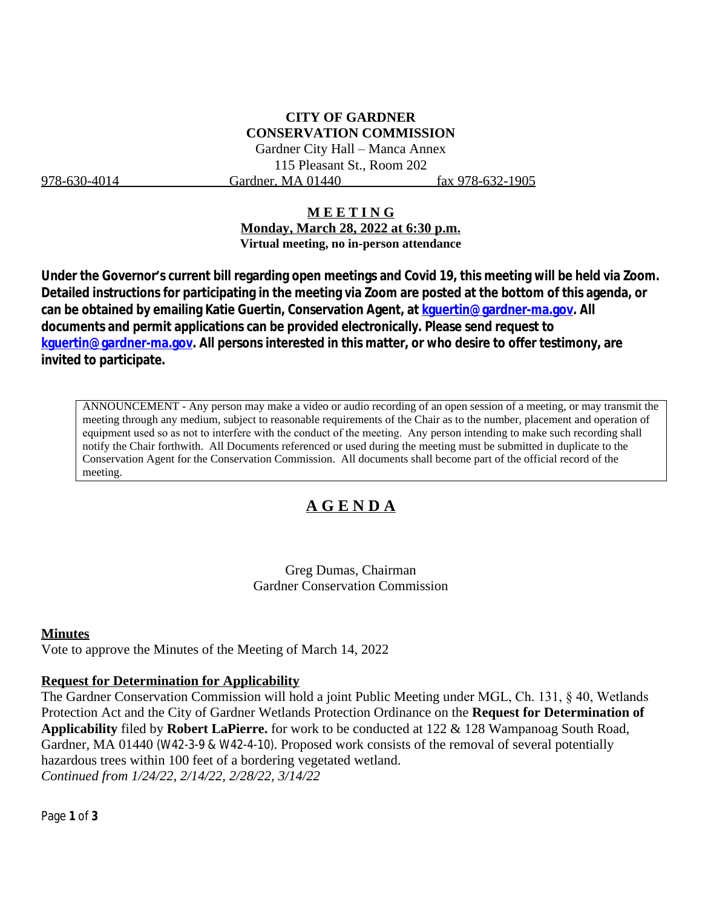**CITY OF GARDNER**
**CONSERVATION COMMISSION**
Gardner City Hall – Manca Annex
115 Pleasant St., Room 202

978-630-4014 Gardner, MA 01440 fax 978-632-1905

**MEETING**
**Monday, March 28, 2022 at 6:30 p.m.**
**Virtual meeting, no in-person attendance**

**Under the Governor's current bill regarding open meetings and Covid 19, this meeting will be held via Zoom. Detailed instructions for participating in the meeting via Zoom are posted at the bottom of this agenda, or can be obtained by emailing Katie Guertin, Conservation Agent, at kguertin@gardner-ma.gov. All documents and permit applications can be provided electronically. Please send request to kguertin@gardner-ma.gov. All persons interested in this matter, or who desire to offer testimony, are invited to participate.**

> ANNOUNCEMENT - Any person may make a video or audio recording of an open session of a meeting, or may transmit the meeting through any medium, subject to reasonable requirements of the Chair as to the number, placement and operation of equipment used so as not to interfere with the conduct of the meeting. Any person intending to make such recording shall notify the Chair forthwith. All Documents referenced or used during the meeting must be submitted in duplicate to the Conservation Agent for the Conservation Commission. All documents shall become part of the official record of the meeting.

# AGENDA

Greg Dumas, Chairman
Gardner Conservation Commission

## Minutes

Vote to approve the Minutes of the Meeting of March 14, 2022

## Request for Determination for Applicability

The Gardner Conservation Commission will hold a joint Public Meeting under MGL, Ch. 131, § 40, Wetlands Protection Act and the City of Gardner Wetlands Protection Ordinance on the **Request for Determination of Applicability** filed by **Robert LaPierre.** for work to be conducted at 122 & 128 Wampanoag South Road, Gardner, MA 01440 (W42-3-9 & W42-4-10). Proposed work consists of the removal of several potentially hazardous trees within 100 feet of a bordering vegetated wetland.
*Continued from 1/24/22, 2/14/22, 2/28/22, 3/14/22*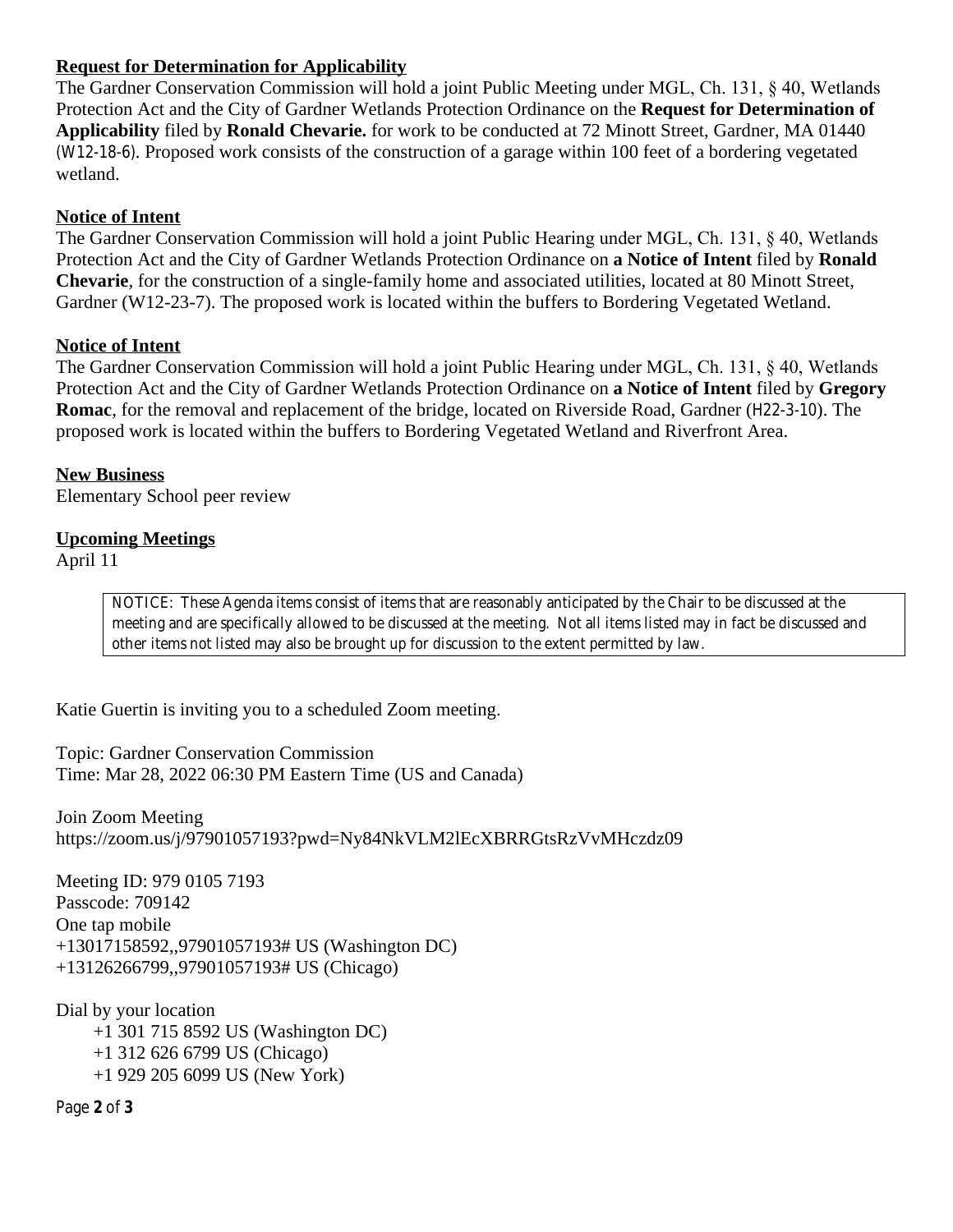**Request for Determination for Applicability**

The Gardner Conservation Commission will hold a joint Public Meeting under MGL, Ch. 131, § 40, Wetlands Protection Act and the City of Gardner Wetlands Protection Ordinance on the **Request for Determination of Applicability** filed by **Ronald Chevarie.** for work to be conducted at 72 Minott Street, Gardner, MA 01440 (W12-18-6). Proposed work consists of the construction of a garage within 100 feet of a bordering vegetated wetland.

**Notice of Intent**

The Gardner Conservation Commission will hold a joint Public Hearing under MGL, Ch. 131, § 40, Wetlands Protection Act and the City of Gardner Wetlands Protection Ordinance on **a Notice of Intent** filed by **Ronald Chevarie**, for the construction of a single-family home and associated utilities, located at 80 Minott Street, Gardner (W12-23-7). The proposed work is located within the buffers to Bordering Vegetated Wetland.

**Notice of Intent**

The Gardner Conservation Commission will hold a joint Public Hearing under MGL, Ch. 131, § 40, Wetlands Protection Act and the City of Gardner Wetlands Protection Ordinance on **a Notice of Intent** filed by **Gregory Romac**, for the removal and replacement of the bridge, located on Riverside Road, Gardner (H22-3-10). The proposed work is located within the buffers to Bordering Vegetated Wetland and Riverfront Area.

**New Business**

Elementary School peer review

**Upcoming Meetings**

April 11

> NOTICE: These Agenda items consist of items that are reasonably anticipated by the Chair to be discussed at the meeting and are specifically allowed to be discussed at the meeting. Not all items listed may in fact be discussed and other items not listed may also be brought up for discussion to the extent permitted by law.

Katie Guertin is inviting you to a scheduled Zoom meeting.

Topic: Gardner Conservation Commission
Time: Mar 28, 2022 06:30 PM Eastern Time (US and Canada)

Join Zoom Meeting
https://zoom.us/j/97901057193?pwd=Ny84NkVLM2lEcXBRRGtsRzVvMHczdz09

Meeting ID: 979 0105 7193
Passcode: 709142
One tap mobile
+13017158592,,97901057193# US (Washington DC)
+13126266799,,97901057193# US (Chicago)

Dial by your location
+1 301 715 8592 US (Washington DC)
+1 312 626 6799 US (Chicago)
+1 929 205 6099 US (New York)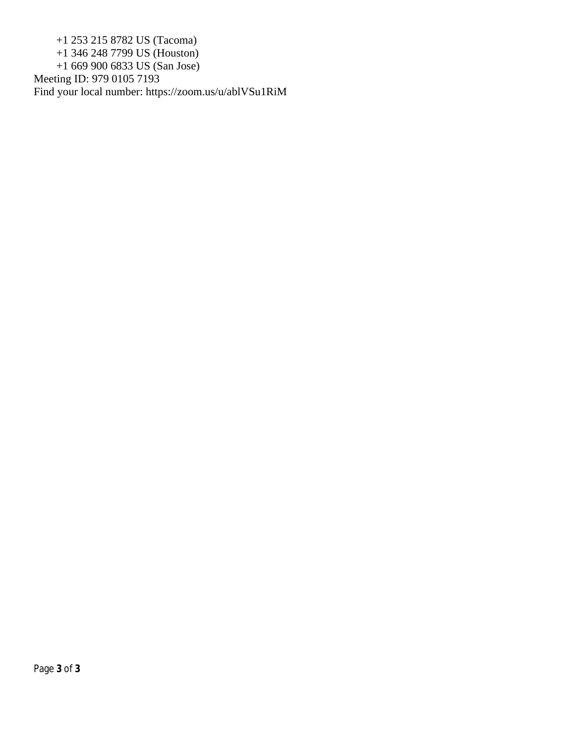+1 253 215 8782 US (Tacoma)
+1 346 248 7799 US (Houston)
+1 669 900 6833 US (San Jose)

Meeting ID: 979 0105 7193

Find your local number: https://zoom.us/u/ablVSu1RiM